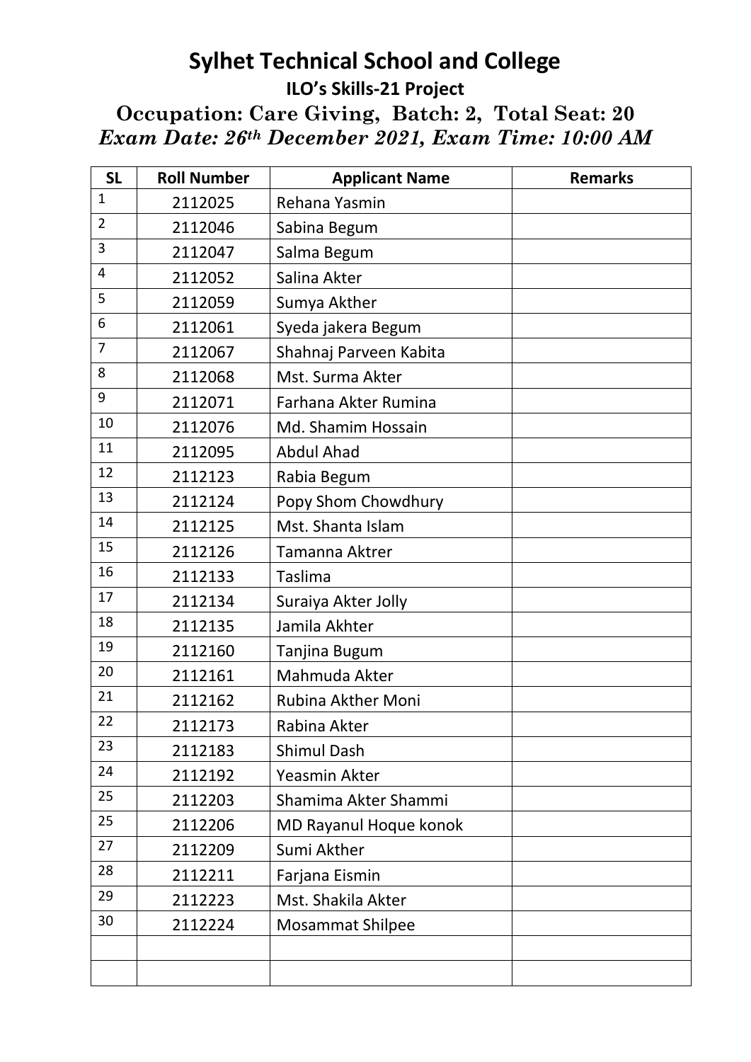# Sylhet Technical School and College

## ILO's Skills-21 Project

### Occupation: Care Giving, Batch: 2, Total Seat: 20

***Exam Date: 26th December 2021, Exam Time: 10:00 AM***

| SL | Roll Number | Applicant Name | Remarks |
|---|---|---|---|
| 1 | 2112025 | Rehana Yasmin | |
| 2 | 2112046 | Sabina Begum | |
| 3 | 2112047 | Salma Begum | |
| 4 | 2112052 | Salina Akter | |
| 5 | 2112059 | Sumya Akther | |
| 6 | 2112061 | Syeda jakera Begum | |
| 7 | 2112067 | Shahnaj Parveen Kabita | |
| 8 | 2112068 | Mst. Surma Akter | |
| 9 | 2112071 | Farhana Akter Rumina | |
| 10 | 2112076 | Md. Shamim Hossain | |
| 11 | 2112095 | Abdul Ahad | |
| 12 | 2112123 | Rabia Begum | |
| 13 | 2112124 | Popy Shom Chowdhury | |
| 14 | 2112125 | Mst. Shanta Islam | |
| 15 | 2112126 | Tamanna Aktrer | |
| 16 | 2112133 | Taslima | |
| 17 | 2112134 | Suraiya Akter Jolly | |
| 18 | 2112135 | Jamila Akhter | |
| 19 | 2112160 | Tanjina Bugum | |
| 20 | 2112161 | Mahmuda Akter | |
| 21 | 2112162 | Rubina Akther Moni | |
| 22 | 2112173 | Rabina Akter | |
| 23 | 2112183 | Shimul Dash | |
| 24 | 2112192 | Yeasmin Akter | |
| 25 | 2112203 | Shamima Akter Shammi | |
| 25 | 2112206 | MD Rayanul Hoque konok | |
| 27 | 2112209 | Sumi Akther | |
| 28 | 2112211 | Farjana Eismin | |
| 29 | 2112223 | Mst. Shakila Akter | |
| 30 | 2112224 | Mosammat Shilpee | |
| | | | |
| | | | |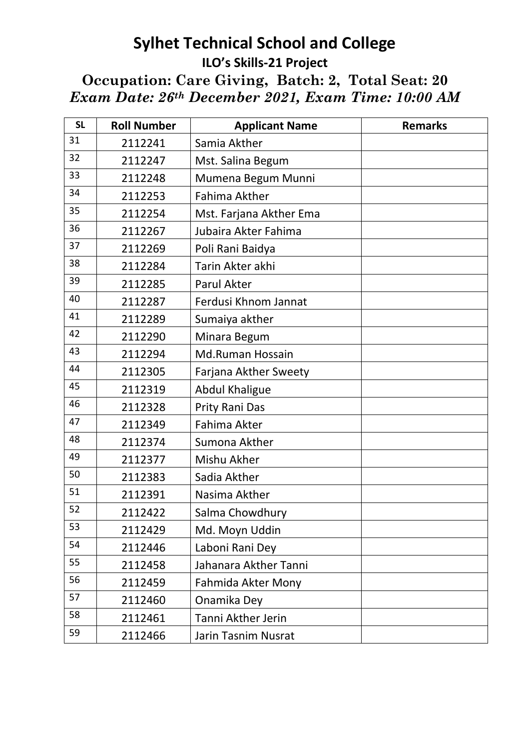# Sylhet Technical School and College

## ILO's Skills-21 Project

### Occupation: Care Giving, Batch: 2, Total Seat: 20

***Exam Date: 26th December 2021, Exam Time: 10:00 AM***

| SL | Roll Number | Applicant Name | Remarks |
|---|---|---|---|
| 31 | 2112241 | Samia Akther | |
| 32 | 2112247 | Mst. Salina Begum | |
| 33 | 2112248 | Mumena Begum Munni | |
| 34 | 2112253 | Fahima Akther | |
| 35 | 2112254 | Mst. Farjana Akther Ema | |
| 36 | 2112267 | Jubaira Akter Fahima | |
| 37 | 2112269 | Poli Rani Baidya | |
| 38 | 2112284 | Tarin Akter akhi | |
| 39 | 2112285 | Parul Akter | |
| 40 | 2112287 | Ferdusi Khnom Jannat | |
| 41 | 2112289 | Sumaiya akther | |
| 42 | 2112290 | Minara Begum | |
| 43 | 2112294 | Md.Ruman Hossain | |
| 44 | 2112305 | Farjana Akther Sweety | |
| 45 | 2112319 | Abdul Khaligue | |
| 46 | 2112328 | Prity Rani Das | |
| 47 | 2112349 | Fahima Akter | |
| 48 | 2112374 | Sumona Akther | |
| 49 | 2112377 | Mishu Akher | |
| 50 | 2112383 | Sadia Akther | |
| 51 | 2112391 | Nasima Akther | |
| 52 | 2112422 | Salma Chowdhury | |
| 53 | 2112429 | Md. Moyn Uddin | |
| 54 | 2112446 | Laboni Rani Dey | |
| 55 | 2112458 | Jahanara Akther Tanni | |
| 56 | 2112459 | Fahmida Akter Mony | |
| 57 | 2112460 | Onamika Dey | |
| 58 | 2112461 | Tanni Akther Jerin | |
| 59 | 2112466 | Jarin Tasnim Nusrat | |